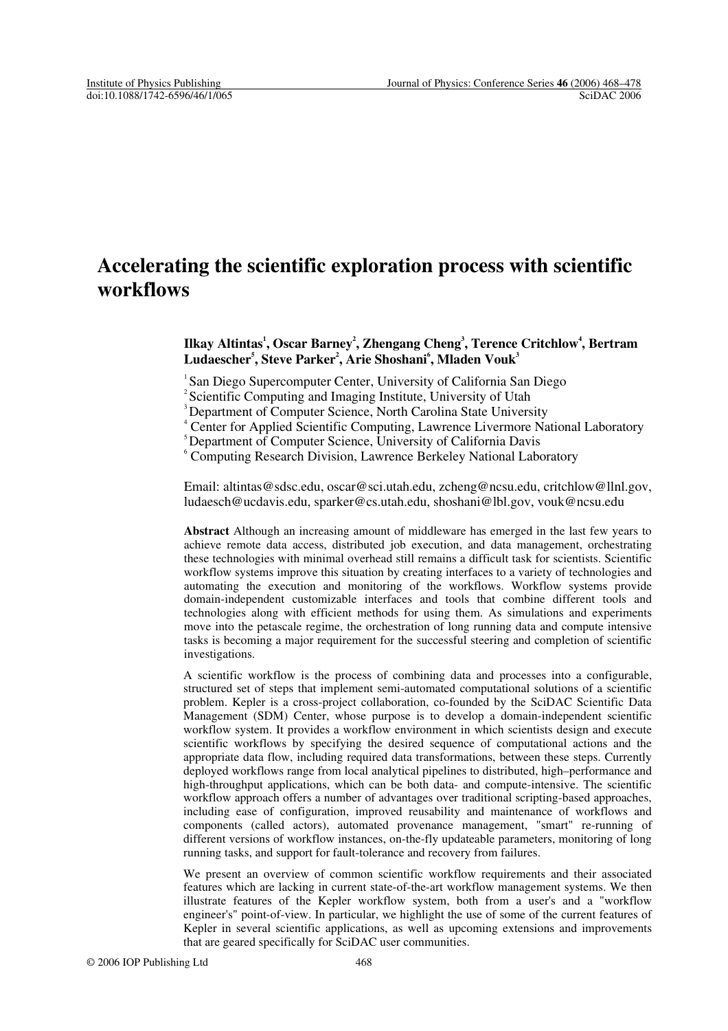# Accelerating the scientific exploration process with scientific workflows

**Ilkay Altintas[1], Oscar Barney[2], Zhengang Cheng[3], Terence Critchlow[4], Bertram Ludaescher[5], Steve Parker[2], Arie Shoshani[6], Mladen Vouk[3]**

[1] San Diego Supercomputer Center, University of California San Diego
[2] Scientific Computing and Imaging Institute, University of Utah
[3] Department of Computer Science, North Carolina State University
[4] Center for Applied Scientific Computing, Lawrence Livermore National Laboratory
[5] Department of Computer Science, University of California Davis
[6] Computing Research Division, Lawrence Berkeley National Laboratory

Email: altintas@sdsc.edu, oscar@sci.utah.edu, zcheng@ncsu.edu, critchlow@llnl.gov, ludaesch@ucdavis.edu, sparker@cs.utah.edu, shoshani@lbl.gov, vouk@ncsu.edu

**Abstract** Although an increasing amount of middleware has emerged in the last few years to achieve remote data access, distributed job execution, and data management, orchestrating these technologies with minimal overhead still remains a difficult task for scientists. Scientific workflow systems improve this situation by creating interfaces to a variety of technologies and automating the execution and monitoring of the workflows. Workflow systems provide domain-independent customizable interfaces and tools that combine different tools and technologies along with efficient methods for using them. As simulations and experiments move into the petascale regime, the orchestration of long running data and compute intensive tasks is becoming a major requirement for the successful steering and completion of scientific investigations.

A scientific workflow is the process of combining data and processes into a configurable, structured set of steps that implement semi-automated computational solutions of a scientific problem. Kepler is a cross-project collaboration, co-founded by the SciDAC Scientific Data Management (SDM) Center, whose purpose is to develop a domain-independent scientific workflow system. It provides a workflow environment in which scientists design and execute scientific workflows by specifying the desired sequence of computational actions and the appropriate data flow, including required data transformations, between these steps. Currently deployed workflows range from local analytical pipelines to distributed, high–performance and high-throughput applications, which can be both data- and compute-intensive. The scientific workflow approach offers a number of advantages over traditional scripting-based approaches, including ease of configuration, improved reusability and maintenance of workflows and components (called actors), automated provenance management, "smart" re-running of different versions of workflow instances, on-the-fly updateable parameters, monitoring of long running tasks, and support for fault-tolerance and recovery from failures.

We present an overview of common scientific workflow requirements and their associated features which are lacking in current state-of-the-art workflow management systems. We then illustrate features of the Kepler workflow system, both from a user's and a "workflow engineer's" point-of-view. In particular, we highlight the use of some of the current features of Kepler in several scientific applications, as well as upcoming extensions and improvements that are geared specifically for SciDAC user communities.

© 2006 IOP Publishing Ltd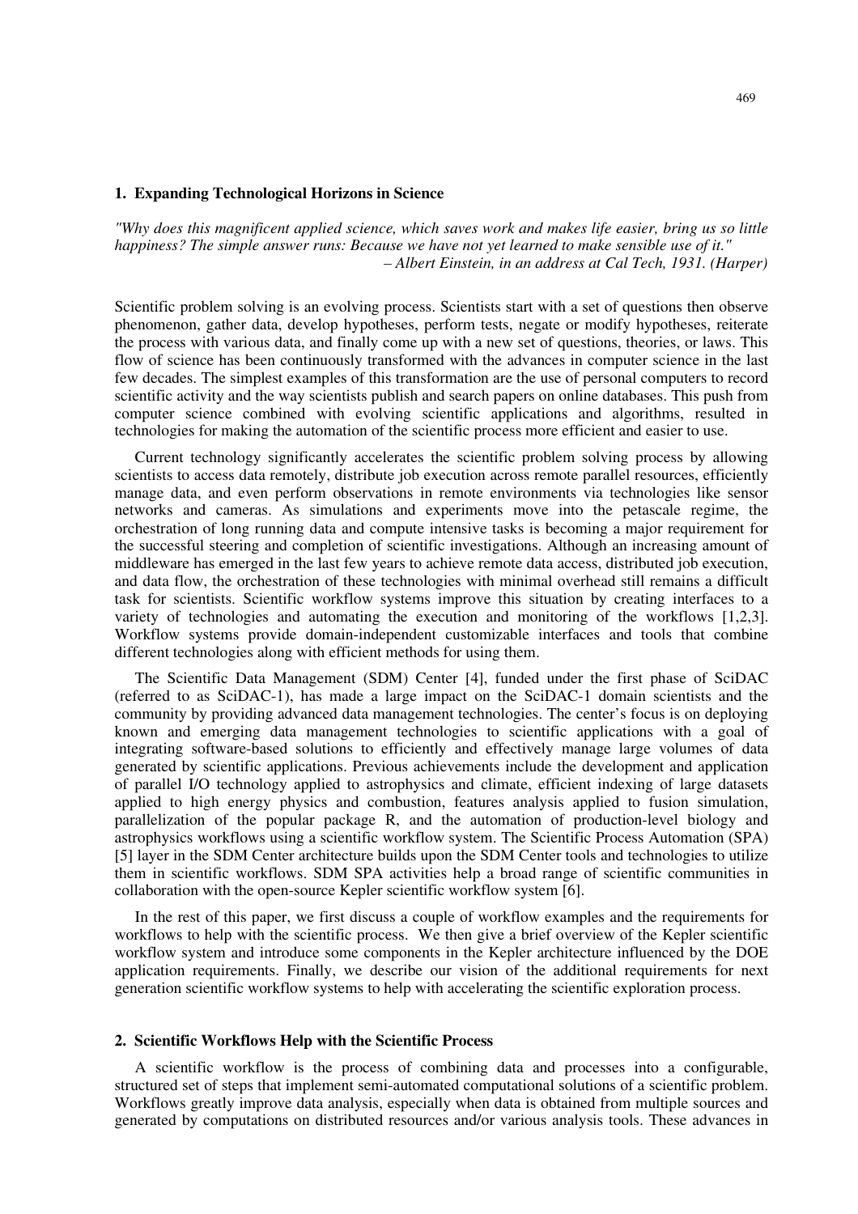## 1. Expanding Technological Horizons in Science

*"Why does this magnificent applied science, which saves work and makes life easier, bring us so little happiness? The simple answer runs: Because we have not yet learned to make sensible use of it."*
*– Albert Einstein, in an address at Cal Tech, 1931. (Harper)*

Scientific problem solving is an evolving process. Scientists start with a set of questions then observe phenomenon, gather data, develop hypotheses, perform tests, negate or modify hypotheses, reiterate the process with various data, and finally come up with a new set of questions, theories, or laws. This flow of science has been continuously transformed with the advances in computer science in the last few decades. The simplest examples of this transformation are the use of personal computers to record scientific activity and the way scientists publish and search papers on online databases. This push from computer science combined with evolving scientific applications and algorithms, resulted in technologies for making the automation of the scientific process more efficient and easier to use.

Current technology significantly accelerates the scientific problem solving process by allowing scientists to access data remotely, distribute job execution across remote parallel resources, efficiently manage data, and even perform observations in remote environments via technologies like sensor networks and cameras. As simulations and experiments move into the petascale regime, the orchestration of long running data and compute intensive tasks is becoming a major requirement for the successful steering and completion of scientific investigations. Although an increasing amount of middleware has emerged in the last few years to achieve remote data access, distributed job execution, and data flow, the orchestration of these technologies with minimal overhead still remains a difficult task for scientists. Scientific workflow systems improve this situation by creating interfaces to a variety of technologies and automating the execution and monitoring of the workflows [1,2,3]. Workflow systems provide domain-independent customizable interfaces and tools that combine different technologies along with efficient methods for using them.

The Scientific Data Management (SDM) Center [4], funded under the first phase of SciDAC (referred to as SciDAC-1), has made a large impact on the SciDAC-1 domain scientists and the community by providing advanced data management technologies. The center's focus is on deploying known and emerging data management technologies to scientific applications with a goal of integrating software-based solutions to efficiently and effectively manage large volumes of data generated by scientific applications. Previous achievements include the development and application of parallel I/O technology applied to astrophysics and climate, efficient indexing of large datasets applied to high energy physics and combustion, features analysis applied to fusion simulation, parallelization of the popular package R, and the automation of production-level biology and astrophysics workflows using a scientific workflow system. The Scientific Process Automation (SPA) [5] layer in the SDM Center architecture builds upon the SDM Center tools and technologies to utilize them in scientific workflows. SDM SPA activities help a broad range of scientific communities in collaboration with the open-source Kepler scientific workflow system [6].

In the rest of this paper, we first discuss a couple of workflow examples and the requirements for workflows to help with the scientific process. We then give a brief overview of the Kepler scientific workflow system and introduce some components in the Kepler architecture influenced by the DOE application requirements. Finally, we describe our vision of the additional requirements for next generation scientific workflow systems to help with accelerating the scientific exploration process.

## 2. Scientific Workflows Help with the Scientific Process

A scientific workflow is the process of combining data and processes into a configurable, structured set of steps that implement semi-automated computational solutions of a scientific problem. Workflows greatly improve data analysis, especially when data is obtained from multiple sources and generated by computations on distributed resources and/or various analysis tools. These advances in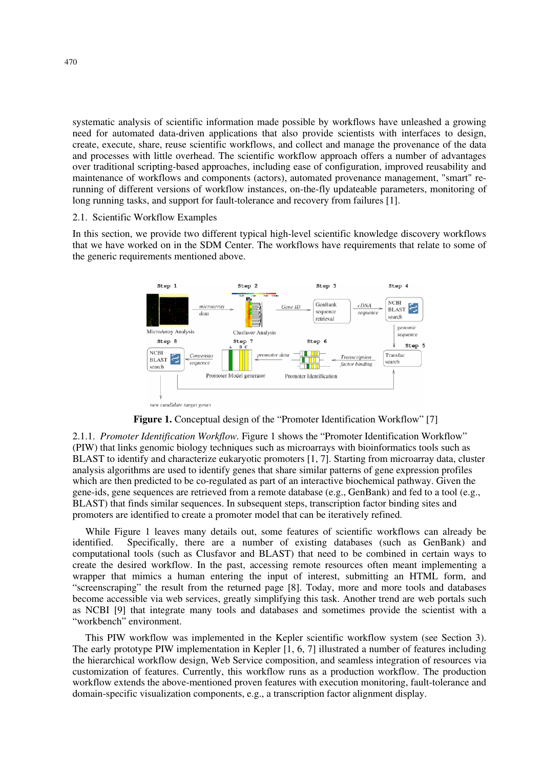systematic analysis of scientific information made possible by workflows have unleashed a growing need for automated data-driven applications that also provide scientists with interfaces to design, create, execute, share, reuse scientific workflows, and collect and manage the provenance of the data and processes with little overhead. The scientific workflow approach offers a number of advantages over traditional scripting-based approaches, including ease of configuration, improved reusability and maintenance of workflows and components (actors), automated provenance management, "smart" re-running of different versions of workflow instances, on-the-fly updateable parameters, monitoring of long running tasks, and support for fault-tolerance and recovery from failures [1].

### 2.1. Scientific Workflow Examples

In this section, we provide two different typical high-level scientific knowledge discovery workflows that we have worked on in the SDM Center. The workflows have requirements that relate to some of the generic requirements mentioned above.

**Figure 1.** Conceptual design of the "Promoter Identification Workflow" [7]

#### 2.1.1. *Promoter Identification Workflow*.

Figure 1 shows the "Promoter Identification Workflow" (PIW) that links genomic biology techniques such as microarrays with bioinformatics tools such as BLAST to identify and characterize eukaryotic promoters [1, 7]. Starting from microarray data, cluster analysis algorithms are used to identify genes that share similar patterns of gene expression profiles which are then predicted to be co-regulated as part of an interactive biochemical pathway. Given the gene-ids, gene sequences are retrieved from a remote database (e.g., GenBank) and fed to a tool (e.g., BLAST) that finds similar sequences. In subsequent steps, transcription factor binding sites and promoters are identified to create a promoter model that can be iteratively refined.

While Figure 1 leaves many details out, some features of scientific workflows can already be identified. Specifically, there are a number of existing databases (such as GenBank) and computational tools (such as Clusfavor and BLAST) that need to be combined in certain ways to create the desired workflow. In the past, accessing remote resources often meant implementing a wrapper that mimics a human entering the input of interest, submitting an HTML form, and "screenscraping" the result from the returned page [8]. Today, more and more tools and databases become accessible via web services, greatly simplifying this task. Another trend are web portals such as NCBI [9] that integrate many tools and databases and sometimes provide the scientist with a "workbench" environment.

This PIW workflow was implemented in the Kepler scientific workflow system (see Section 3). The early prototype PIW implementation in Kepler [1, 6, 7] illustrated a number of features including the hierarchical workflow design, Web Service composition, and seamless integration of resources via customization of features. Currently, this workflow runs as a production workflow. The production workflow extends the above-mentioned proven features with execution monitoring, fault-tolerance and domain-specific visualization components, e.g., a transcription factor alignment display.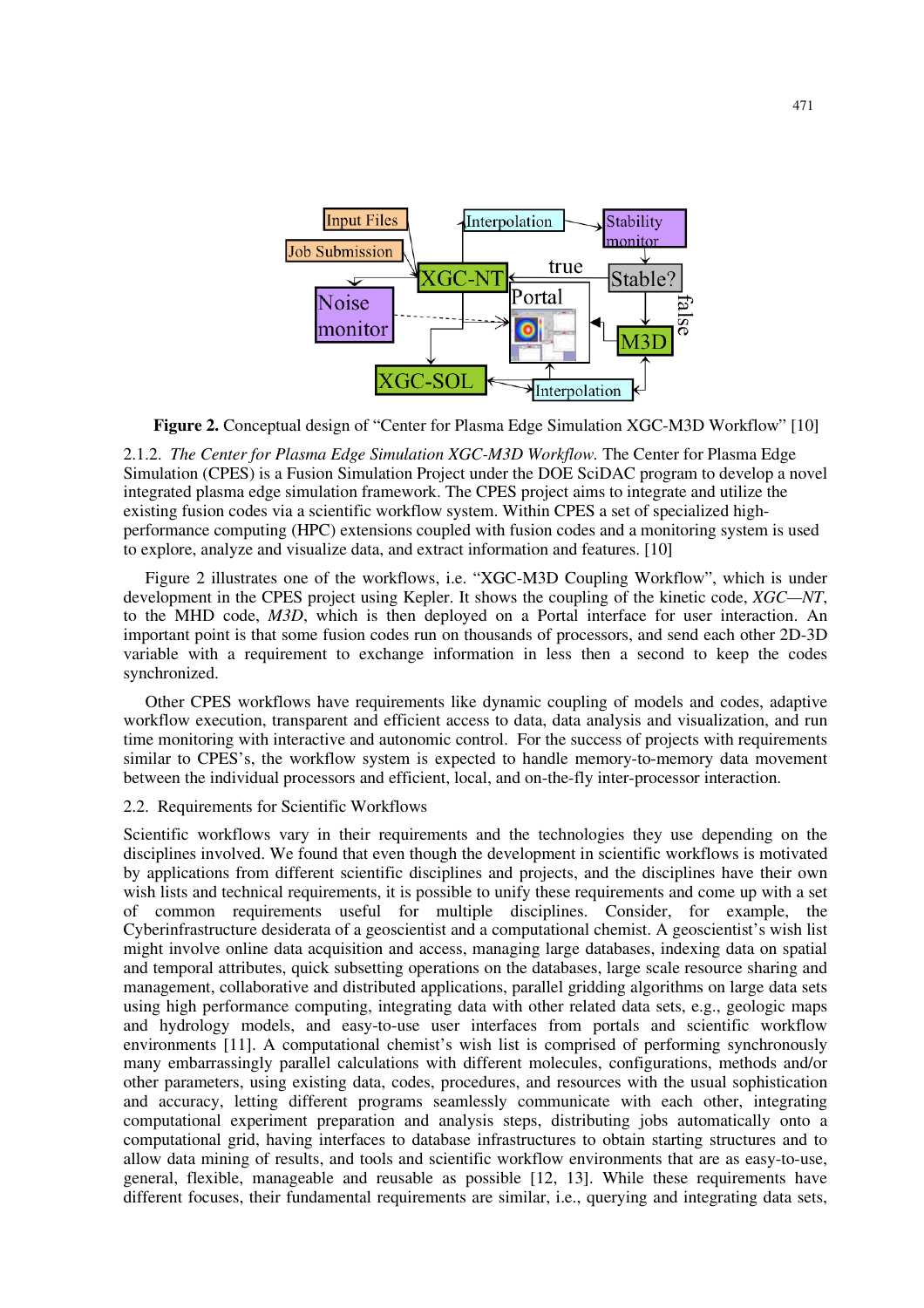**Figure 2.** Conceptual design of "Center for Plasma Edge Simulation XGC-M3D Workflow" [10]

2.1.2. *The Center for Plasma Edge Simulation XGC-M3D Workflow.* The Center for Plasma Edge Simulation (CPES) is a Fusion Simulation Project under the DOE SciDAC program to develop a novel integrated plasma edge simulation framework. The CPES project aims to integrate and utilize the existing fusion codes via a scientific workflow system. Within CPES a set of specialized high-performance computing (HPC) extensions coupled with fusion codes and a monitoring system is used to explore, analyze and visualize data, and extract information and features. [10]

Figure 2 illustrates one of the workflows, i.e. "XGC-M3D Coupling Workflow", which is under development in the CPES project using Kepler. It shows the coupling of the kinetic code, *XGC—NT*, to the MHD code, *M3D*, which is then deployed on a Portal interface for user interaction. An important point is that some fusion codes run on thousands of processors, and send each other 2D-3D variable with a requirement to exchange information in less then a second to keep the codes synchronized.

Other CPES workflows have requirements like dynamic coupling of models and codes, adaptive workflow execution, transparent and efficient access to data, data analysis and visualization, and run time monitoring with interactive and autonomic control. For the success of projects with requirements similar to CPES's, the workflow system is expected to handle memory-to-memory data movement between the individual processors and efficient, local, and on-the-fly inter-processor interaction.

## 2.2. Requirements for Scientific Workflows

Scientific workflows vary in their requirements and the technologies they use depending on the disciplines involved. We found that even though the development in scientific workflows is motivated by applications from different scientific disciplines and projects, and the disciplines have their own wish lists and technical requirements, it is possible to unify these requirements and come up with a set of common requirements useful for multiple disciplines. Consider, for example, the Cyberinfrastructure desiderata of a geoscientist and a computational chemist. A geoscientist's wish list might involve online data acquisition and access, managing large databases, indexing data on spatial and temporal attributes, quick subsetting operations on the databases, large scale resource sharing and management, collaborative and distributed applications, parallel gridding algorithms on large data sets using high performance computing, integrating data with other related data sets, e.g., geologic maps and hydrology models, and easy-to-use user interfaces from portals and scientific workflow environments [11]. A computational chemist's wish list is comprised of performing synchronously many embarrassingly parallel calculations with different molecules, configurations, methods and/or other parameters, using existing data, codes, procedures, and resources with the usual sophistication and accuracy, letting different programs seamlessly communicate with each other, integrating computational experiment preparation and analysis steps, distributing jobs automatically onto a computational grid, having interfaces to database infrastructures to obtain starting structures and to allow data mining of results, and tools and scientific workflow environments that are as easy-to-use, general, flexible, manageable and reusable as possible [12, 13]. While these requirements have different focuses, their fundamental requirements are similar, i.e., querying and integrating data sets,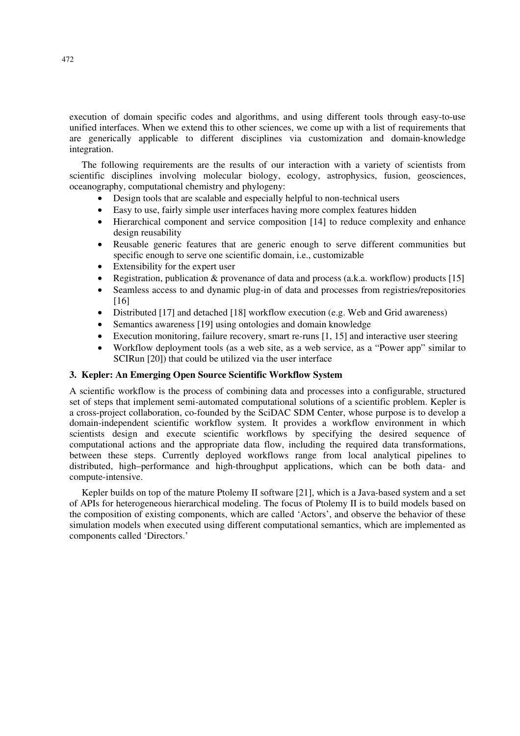execution of domain specific codes and algorithms, and using different tools through easy-to-use unified interfaces. When we extend this to other sciences, we come up with a list of requirements that are generically applicable to different disciplines via customization and domain-knowledge integration.

The following requirements are the results of our interaction with a variety of scientists from scientific disciplines involving molecular biology, ecology, astrophysics, fusion, geosciences, oceanography, computational chemistry and phylogeny:

- Design tools that are scalable and especially helpful to non-technical users
- Easy to use, fairly simple user interfaces having more complex features hidden
- Hierarchical component and service composition [14] to reduce complexity and enhance design reusability
- Reusable generic features that are generic enough to serve different communities but specific enough to serve one scientific domain, i.e., customizable
- Extensibility for the expert user
- Registration, publication & provenance of data and process (a.k.a. workflow) products [15]
- Seamless access to and dynamic plug-in of data and processes from registries/repositories [16]
- Distributed [17] and detached [18] workflow execution (e.g. Web and Grid awareness)
- Semantics awareness [19] using ontologies and domain knowledge
- Execution monitoring, failure recovery, smart re-runs [1, 15] and interactive user steering
- Workflow deployment tools (as a web site, as a web service, as a "Power app" similar to SCIRun [20]) that could be utilized via the user interface

## 3. Kepler: An Emerging Open Source Scientific Workflow System

A scientific workflow is the process of combining data and processes into a configurable, structured set of steps that implement semi-automated computational solutions of a scientific problem. Kepler is a cross-project collaboration, co-founded by the SciDAC SDM Center, whose purpose is to develop a domain-independent scientific workflow system. It provides a workflow environment in which scientists design and execute scientific workflows by specifying the desired sequence of computational actions and the appropriate data flow, including the required data transformations, between these steps. Currently deployed workflows range from local analytical pipelines to distributed, high–performance and high-throughput applications, which can be both data- and compute-intensive.

Kepler builds on top of the mature Ptolemy II software [21], which is a Java-based system and a set of APIs for heterogeneous hierarchical modeling. The focus of Ptolemy II is to build models based on the composition of existing components, which are called 'Actors', and observe the behavior of these simulation models when executed using different computational semantics, which are implemented as components called 'Directors.'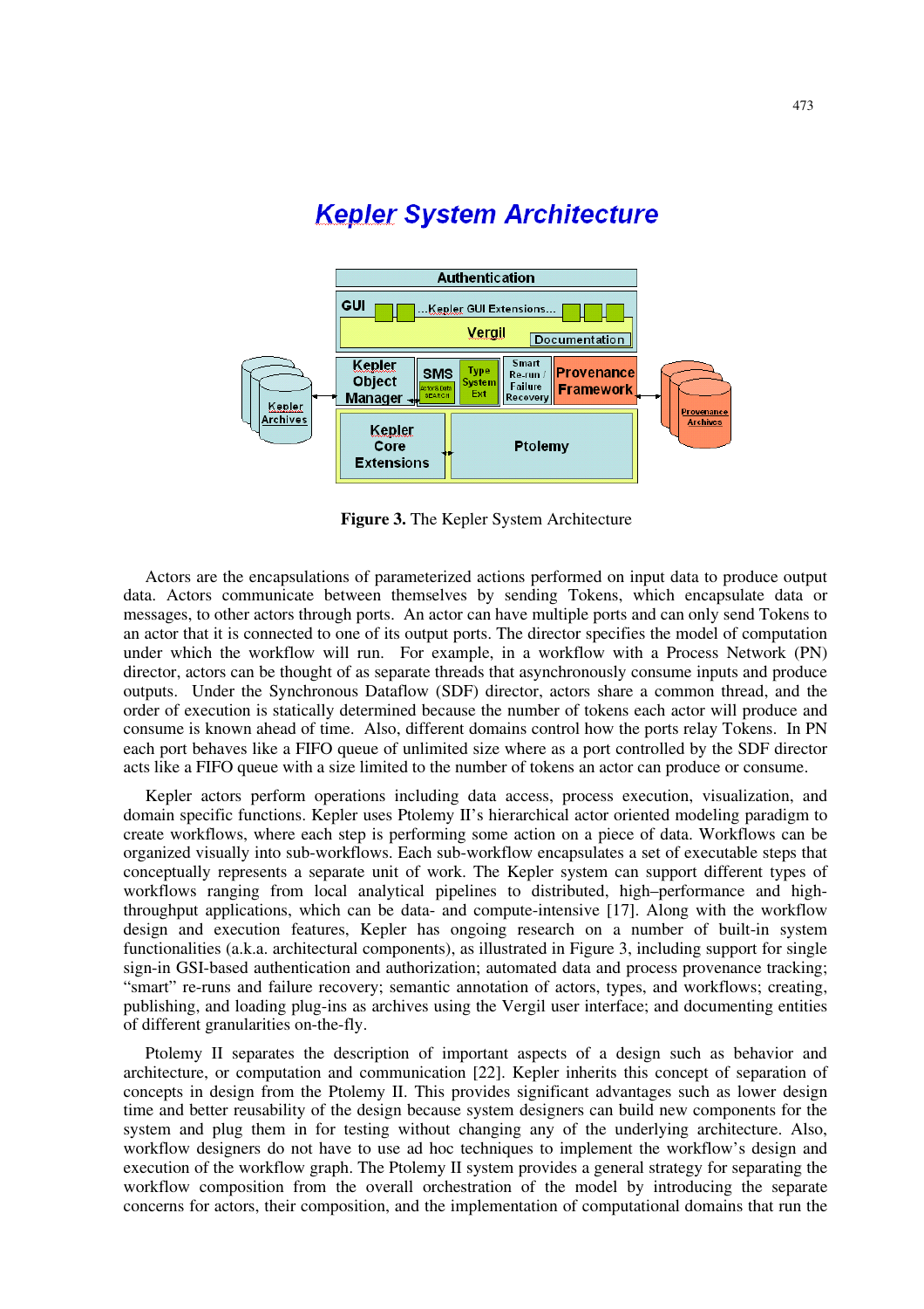Figure 3. The Kepler System Architecture

Actors are the encapsulations of parameterized actions performed on input data to produce output data. Actors communicate between themselves by sending Tokens, which encapsulate data or messages, to other actors through ports. An actor can have multiple ports and can only send Tokens to an actor that it is connected to one of its output ports. The director specifies the model of computation under which the workflow will run. For example, in a workflow with a Process Network (PN) director, actors can be thought of as separate threads that asynchronously consume inputs and produce outputs. Under the Synchronous Dataflow (SDF) director, actors share a common thread, and the order of execution is statically determined because the number of tokens each actor will produce and consume is known ahead of time. Also, different domains control how the ports relay Tokens. In PN each port behaves like a FIFO queue of unlimited size where as a port controlled by the SDF director acts like a FIFO queue with a size limited to the number of tokens an actor can produce or consume.

Kepler actors perform operations including data access, process execution, visualization, and domain specific functions. Kepler uses Ptolemy II's hierarchical actor oriented modeling paradigm to create workflows, where each step is performing some action on a piece of data. Workflows can be organized visually into sub-workflows. Each sub-workflow encapsulates a set of executable steps that conceptually represents a separate unit of work. The Kepler system can support different types of workflows ranging from local analytical pipelines to distributed, high–performance and high-throughput applications, which can be data- and compute-intensive [17]. Along with the workflow design and execution features, Kepler has ongoing research on a number of built-in system functionalities (a.k.a. architectural components), as illustrated in Figure 3, including support for single sign-in GSI-based authentication and authorization; automated data and process provenance tracking; "smart" re-runs and failure recovery; semantic annotation of actors, types, and workflows; creating, publishing, and loading plug-ins as archives using the Vergil user interface; and documenting entities of different granularities on-the-fly.

Ptolemy II separates the description of important aspects of a design such as behavior and architecture, or computation and communication [22]. Kepler inherits this concept of separation of concepts in design from the Ptolemy II. This provides significant advantages such as lower design time and better reusability of the design because system designers can build new components for the system and plug them in for testing without changing any of the underlying architecture. Also, workflow designers do not have to use ad hoc techniques to implement the workflow's design and execution of the workflow graph. The Ptolemy II system provides a general strategy for separating the workflow composition from the overall orchestration of the model by introducing the separate concerns for actors, their composition, and the implementation of computational domains that run the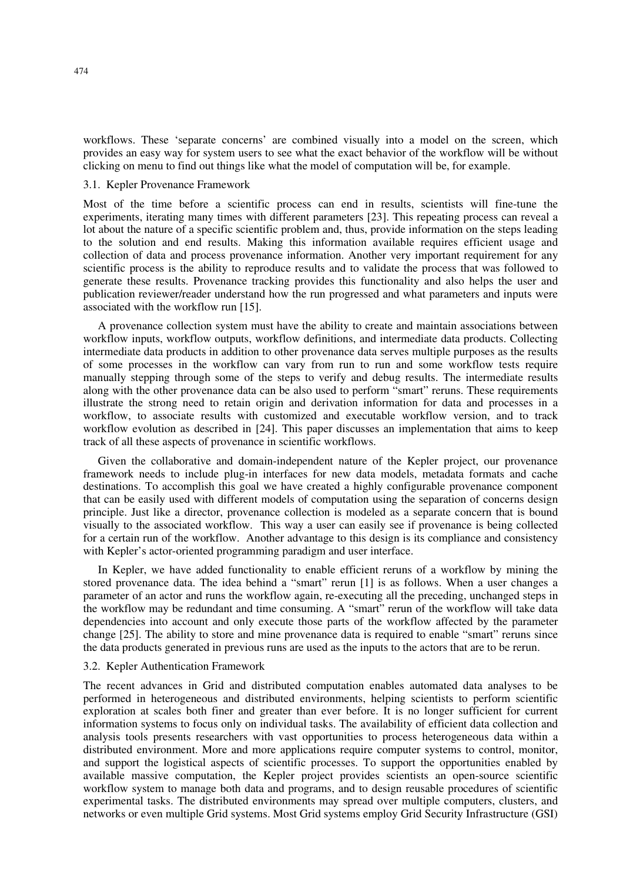workflows. These 'separate concerns' are combined visually into a model on the screen, which provides an easy way for system users to see what the exact behavior of the workflow will be without clicking on menu to find out things like what the model of computation will be, for example.

### 3.1. Kepler Provenance Framework

Most of the time before a scientific process can end in results, scientists will fine-tune the experiments, iterating many times with different parameters [23]. This repeating process can reveal a lot about the nature of a specific scientific problem and, thus, provide information on the steps leading to the solution and end results. Making this information available requires efficient usage and collection of data and process provenance information. Another very important requirement for any scientific process is the ability to reproduce results and to validate the process that was followed to generate these results. Provenance tracking provides this functionality and also helps the user and publication reviewer/reader understand how the run progressed and what parameters and inputs were associated with the workflow run [15].

A provenance collection system must have the ability to create and maintain associations between workflow inputs, workflow outputs, workflow definitions, and intermediate data products. Collecting intermediate data products in addition to other provenance data serves multiple purposes as the results of some processes in the workflow can vary from run to run and some workflow tests require manually stepping through some of the steps to verify and debug results. The intermediate results along with the other provenance data can be also used to perform "smart" reruns. These requirements illustrate the strong need to retain origin and derivation information for data and processes in a workflow, to associate results with customized and executable workflow version, and to track workflow evolution as described in [24]. This paper discusses an implementation that aims to keep track of all these aspects of provenance in scientific workflows.

Given the collaborative and domain-independent nature of the Kepler project, our provenance framework needs to include plug-in interfaces for new data models, metadata formats and cache destinations. To accomplish this goal we have created a highly configurable provenance component that can be easily used with different models of computation using the separation of concerns design principle. Just like a director, provenance collection is modeled as a separate concern that is bound visually to the associated workflow. This way a user can easily see if provenance is being collected for a certain run of the workflow. Another advantage to this design is its compliance and consistency with Kepler's actor-oriented programming paradigm and user interface.

In Kepler, we have added functionality to enable efficient reruns of a workflow by mining the stored provenance data. The idea behind a "smart" rerun [1] is as follows. When a user changes a parameter of an actor and runs the workflow again, re-executing all the preceding, unchanged steps in the workflow may be redundant and time consuming. A "smart" rerun of the workflow will take data dependencies into account and only execute those parts of the workflow affected by the parameter change [25]. The ability to store and mine provenance data is required to enable "smart" reruns since the data products generated in previous runs are used as the inputs to the actors that are to be rerun.

### 3.2. Kepler Authentication Framework

The recent advances in Grid and distributed computation enables automated data analyses to be performed in heterogeneous and distributed environments, helping scientists to perform scientific exploration at scales both finer and greater than ever before. It is no longer sufficient for current information systems to focus only on individual tasks. The availability of efficient data collection and analysis tools presents researchers with vast opportunities to process heterogeneous data within a distributed environment. More and more applications require computer systems to control, monitor, and support the logistical aspects of scientific processes. To support the opportunities enabled by available massive computation, the Kepler project provides scientists an open-source scientific workflow system to manage both data and programs, and to design reusable procedures of scientific experimental tasks. The distributed environments may spread over multiple computers, clusters, and networks or even multiple Grid systems. Most Grid systems employ Grid Security Infrastructure (GSI)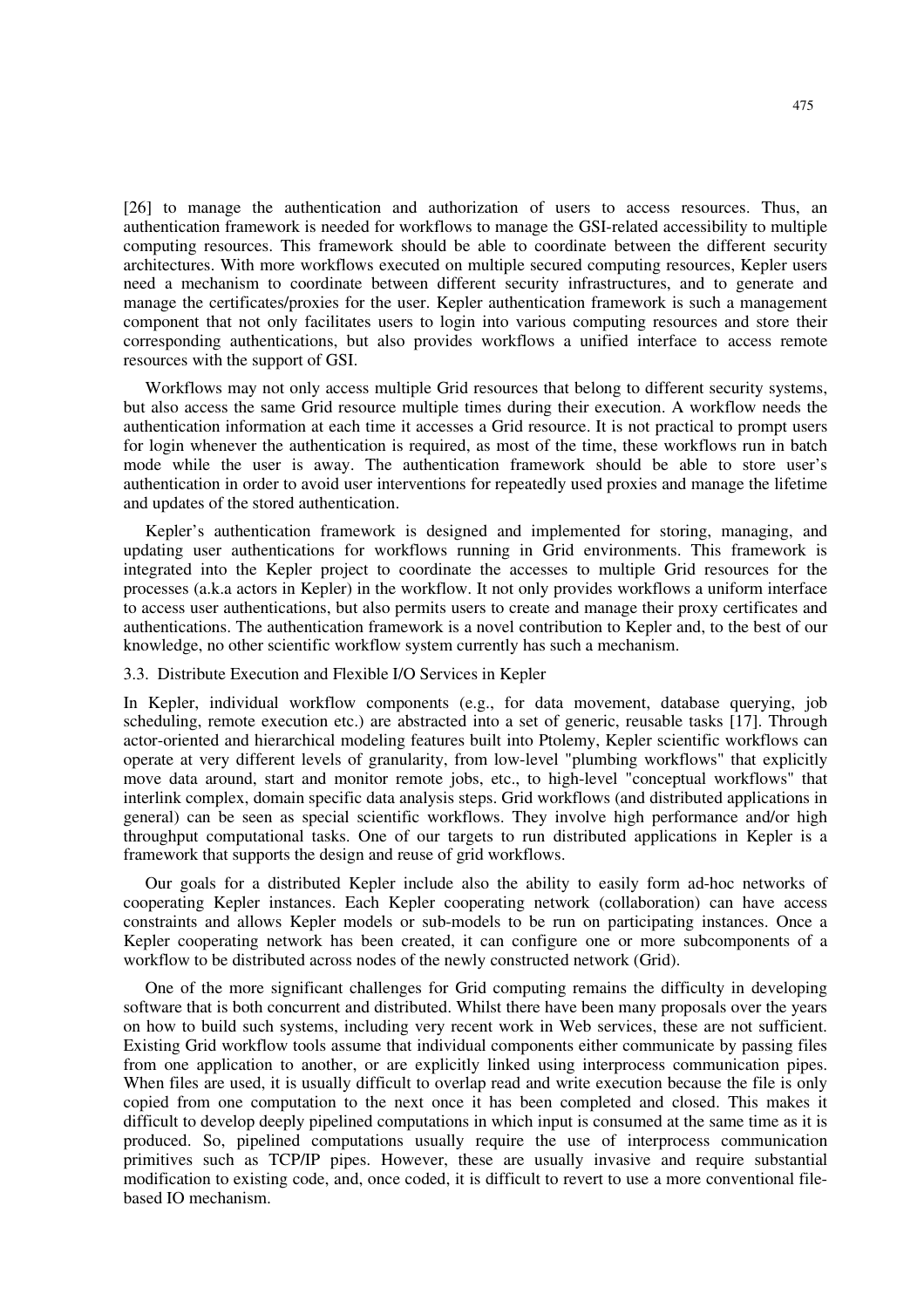[26] to manage the authentication and authorization of users to access resources. Thus, an authentication framework is needed for workflows to manage the GSI-related accessibility to multiple computing resources. This framework should be able to coordinate between the different security architectures. With more workflows executed on multiple secured computing resources, Kepler users need a mechanism to coordinate between different security infrastructures, and to generate and manage the certificates/proxies for the user. Kepler authentication framework is such a management component that not only facilitates users to login into various computing resources and store their corresponding authentications, but also provides workflows a unified interface to access remote resources with the support of GSI.

Workflows may not only access multiple Grid resources that belong to different security systems, but also access the same Grid resource multiple times during their execution. A workflow needs the authentication information at each time it accesses a Grid resource. It is not practical to prompt users for login whenever the authentication is required, as most of the time, these workflows run in batch mode while the user is away. The authentication framework should be able to store user's authentication in order to avoid user interventions for repeatedly used proxies and manage the lifetime and updates of the stored authentication.

Kepler's authentication framework is designed and implemented for storing, managing, and updating user authentications for workflows running in Grid environments. This framework is integrated into the Kepler project to coordinate the accesses to multiple Grid resources for the processes (a.k.a actors in Kepler) in the workflow. It not only provides workflows a uniform interface to access user authentications, but also permits users to create and manage their proxy certificates and authentications. The authentication framework is a novel contribution to Kepler and, to the best of our knowledge, no other scientific workflow system currently has such a mechanism.

### 3.3. Distribute Execution and Flexible I/O Services in Kepler

In Kepler, individual workflow components (e.g., for data movement, database querying, job scheduling, remote execution etc.) are abstracted into a set of generic, reusable tasks [17]. Through actor-oriented and hierarchical modeling features built into Ptolemy, Kepler scientific workflows can operate at very different levels of granularity, from low-level "plumbing workflows" that explicitly move data around, start and monitor remote jobs, etc., to high-level "conceptual workflows" that interlink complex, domain specific data analysis steps. Grid workflows (and distributed applications in general) can be seen as special scientific workflows. They involve high performance and/or high throughput computational tasks. One of our targets to run distributed applications in Kepler is a framework that supports the design and reuse of grid workflows.

Our goals for a distributed Kepler include also the ability to easily form ad-hoc networks of cooperating Kepler instances. Each Kepler cooperating network (collaboration) can have access constraints and allows Kepler models or sub-models to be run on participating instances. Once a Kepler cooperating network has been created, it can configure one or more subcomponents of a workflow to be distributed across nodes of the newly constructed network (Grid).

One of the more significant challenges for Grid computing remains the difficulty in developing software that is both concurrent and distributed. Whilst there have been many proposals over the years on how to build such systems, including very recent work in Web services, these are not sufficient. Existing Grid workflow tools assume that individual components either communicate by passing files from one application to another, or are explicitly linked using interprocess communication pipes. When files are used, it is usually difficult to overlap read and write execution because the file is only copied from one computation to the next once it has been completed and closed. This makes it difficult to develop deeply pipelined computations in which input is consumed at the same time as it is produced. So, pipelined computations usually require the use of interprocess communication primitives such as TCP/IP pipes. However, these are usually invasive and require substantial modification to existing code, and, once coded, it is difficult to revert to use a more conventional file-based IO mechanism.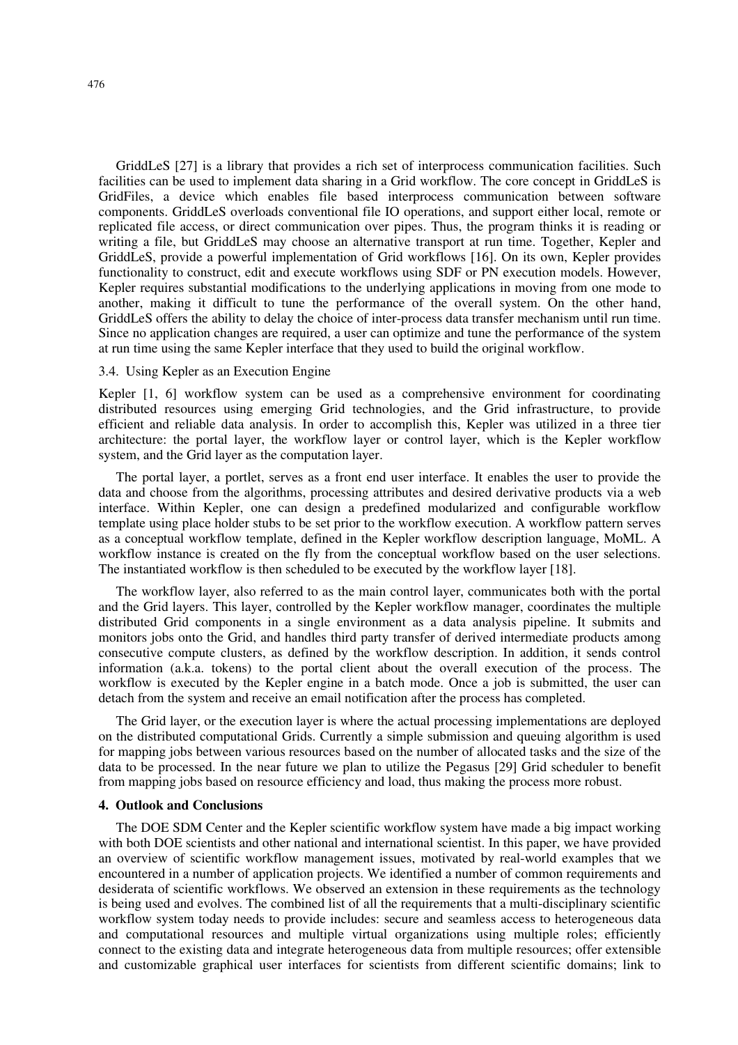GriddLeS [27] is a library that provides a rich set of interprocess communication facilities. Such facilities can be used to implement data sharing in a Grid workflow. The core concept in GriddLeS is GridFiles, a device which enables file based interprocess communication between software components. GriddLeS overloads conventional file IO operations, and support either local, remote or replicated file access, or direct communication over pipes. Thus, the program thinks it is reading or writing a file, but GriddLeS may choose an alternative transport at run time. Together, Kepler and GriddLeS, provide a powerful implementation of Grid workflows [16]. On its own, Kepler provides functionality to construct, edit and execute workflows using SDF or PN execution models. However, Kepler requires substantial modifications to the underlying applications in moving from one mode to another, making it difficult to tune the performance of the overall system. On the other hand, GriddLeS offers the ability to delay the choice of inter-process data transfer mechanism until run time. Since no application changes are required, a user can optimize and tune the performance of the system at run time using the same Kepler interface that they used to build the original workflow.

### 3.4. Using Kepler as an Execution Engine

Kepler [1, 6] workflow system can be used as a comprehensive environment for coordinating distributed resources using emerging Grid technologies, and the Grid infrastructure, to provide efficient and reliable data analysis. In order to accomplish this, Kepler was utilized in a three tier architecture: the portal layer, the workflow layer or control layer, which is the Kepler workflow system, and the Grid layer as the computation layer.

The portal layer, a portlet, serves as a front end user interface. It enables the user to provide the data and choose from the algorithms, processing attributes and desired derivative products via a web interface. Within Kepler, one can design a predefined modularized and configurable workflow template using place holder stubs to be set prior to the workflow execution. A workflow pattern serves as a conceptual workflow template, defined in the Kepler workflow description language, MoML. A workflow instance is created on the fly from the conceptual workflow based on the user selections. The instantiated workflow is then scheduled to be executed by the workflow layer [18].

The workflow layer, also referred to as the main control layer, communicates both with the portal and the Grid layers. This layer, controlled by the Kepler workflow manager, coordinates the multiple distributed Grid components in a single environment as a data analysis pipeline. It submits and monitors jobs onto the Grid, and handles third party transfer of derived intermediate products among consecutive compute clusters, as defined by the workflow description. In addition, it sends control information (a.k.a. tokens) to the portal client about the overall execution of the process. The workflow is executed by the Kepler engine in a batch mode. Once a job is submitted, the user can detach from the system and receive an email notification after the process has completed.

The Grid layer, or the execution layer is where the actual processing implementations are deployed on the distributed computational Grids. Currently a simple submission and queuing algorithm is used for mapping jobs between various resources based on the number of allocated tasks and the size of the data to be processed. In the near future we plan to utilize the Pegasus [29] Grid scheduler to benefit from mapping jobs based on resource efficiency and load, thus making the process more robust.

## 4. Outlook and Conclusions

The DOE SDM Center and the Kepler scientific workflow system have made a big impact working with both DOE scientists and other national and international scientist. In this paper, we have provided an overview of scientific workflow management issues, motivated by real-world examples that we encountered in a number of application projects. We identified a number of common requirements and desiderata of scientific workflows. We observed an extension in these requirements as the technology is being used and evolves. The combined list of all the requirements that a multi-disciplinary scientific workflow system today needs to provide includes: secure and seamless access to heterogeneous data and computational resources and multiple virtual organizations using multiple roles; efficiently connect to the existing data and integrate heterogeneous data from multiple resources; offer extensible and customizable graphical user interfaces for scientists from different scientific domains; link to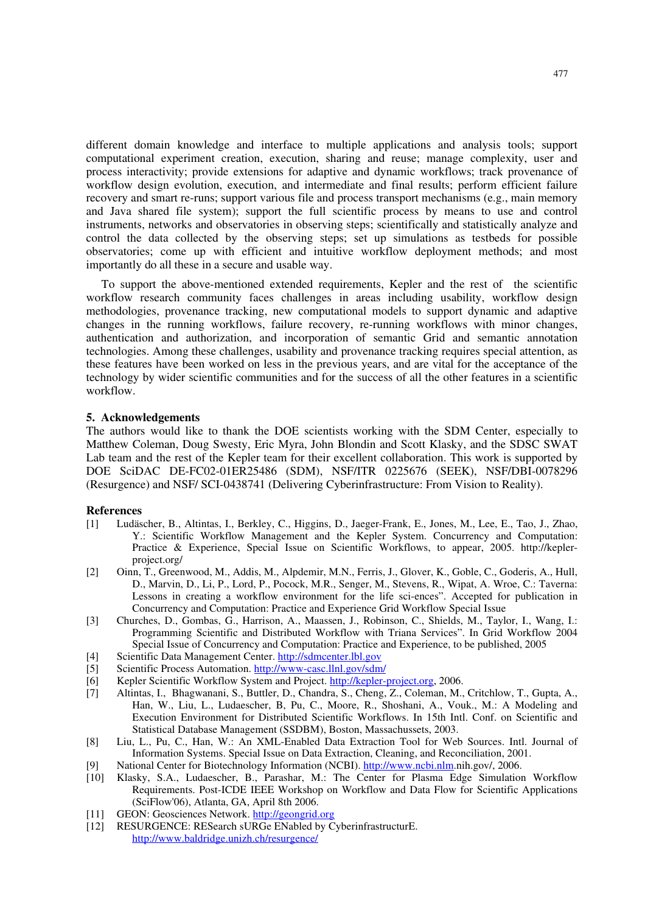different domain knowledge and interface to multiple applications and analysis tools; support computational experiment creation, execution, sharing and reuse; manage complexity, user and process interactivity; provide extensions for adaptive and dynamic workflows; track provenance of workflow design evolution, execution, and intermediate and final results; perform efficient failure recovery and smart re-runs; support various file and process transport mechanisms (e.g., main memory and Java shared file system); support the full scientific process by means to use and control instruments, networks and observatories in observing steps; scientifically and statistically analyze and control the data collected by the observing steps; set up simulations as testbeds for possible observatories; come up with efficient and intuitive workflow deployment methods; and most importantly do all these in a secure and usable way.

To support the above-mentioned extended requirements, Kepler and the rest of the scientific workflow research community faces challenges in areas including usability, workflow design methodologies, provenance tracking, new computational models to support dynamic and adaptive changes in the running workflows, failure recovery, re-running workflows with minor changes, authentication and authorization, and incorporation of semantic Grid and semantic annotation technologies. Among these challenges, usability and provenance tracking requires special attention, as these features have been worked on less in the previous years, and are vital for the acceptance of the technology by wider scientific communities and for the success of all the other features in a scientific workflow.

## 5. Acknowledgements

The authors would like to thank the DOE scientists working with the SDM Center, especially to Matthew Coleman, Doug Swesty, Eric Myra, John Blondin and Scott Klasky, and the SDSC SWAT Lab team and the rest of the Kepler team for their excellent collaboration. This work is supported by DOE SciDAC DE-FC02-01ER25486 (SDM), NSF/ITR 0225676 (SEEK), NSF/DBI-0078296 (Resurgence) and NSF/ SCI-0438741 (Delivering Cyberinfrastructure: From Vision to Reality).

## References

[1] Ludäscher, B., Altintas, I., Berkley, C., Higgins, D., Jaeger-Frank, E., Jones, M., Lee, E., Tao, J., Zhao, Y.: Scientific Workflow Management and the Kepler System. Concurrency and Computation: Practice & Experience, Special Issue on Scientific Workflows, to appear, 2005. http://kepler-project.org/

[2] Oinn, T., Greenwood, M., Addis, M., Alpdemir, M.N., Ferris, J., Glover, K., Goble, C., Goderis, A., Hull, D., Marvin, D., Li, P., Lord, P., Pocock, M.R., Senger, M., Stevens, R., Wipat, A. Wroe, C.: Taverna: Lessons in creating a workflow environment for the life sci-ences". Accepted for publication in Concurrency and Computation: Practice and Experience Grid Workflow Special Issue

[3] Churches, D., Gombas, G., Harrison, A., Maassen, J., Robinson, C., Shields, M., Taylor, I., Wang, I.: Programming Scientific and Distributed Workflow with Triana Services". In Grid Workflow 2004 Special Issue of Concurrency and Computation: Practice and Experience, to be published, 2005

[4] Scientific Data Management Center. http://sdmcenter.lbl.gov

[5] Scientific Process Automation. http://www-casc.llnl.gov/sdm/

[6] Kepler Scientific Workflow System and Project. http://kepler-project.org, 2006.

[7] Altintas, I., Bhagwanani, S., Buttler, D., Chandra, S., Cheng, Z., Coleman, M., Critchlow, T., Gupta, A., Han, W., Liu, L., Ludaescher, B, Pu, C., Moore, R., Shoshani, A., Vouk., M.: A Modeling and Execution Environment for Distributed Scientific Workflows. In 15th Intl. Conf. on Scientific and Statistical Database Management (SSDBM), Boston, Massachussets, 2003.

[8] Liu, L., Pu, C., Han, W.: An XML-Enabled Data Extraction Tool for Web Sources. Intl. Journal of Information Systems. Special Issue on Data Extraction, Cleaning, and Reconciliation, 2001.

[9] National Center for Biotechnology Information (NCBI). http://www.ncbi.nlm.nih.gov/, 2006.

[10] Klasky, S.A., Ludaescher, B., Parashar, M.: The Center for Plasma Edge Simulation Workflow Requirements. Post-ICDE IEEE Workshop on Workflow and Data Flow for Scientific Applications (SciFlow'06), Atlanta, GA, April 8th 2006.

[11] GEON: Geosciences Network. http://geongrid.org

[12] RESURGENCE: RESearch sURGe ENabled by CyberinfrastructurE. http://www.baldridge.unizh.ch/resurgence/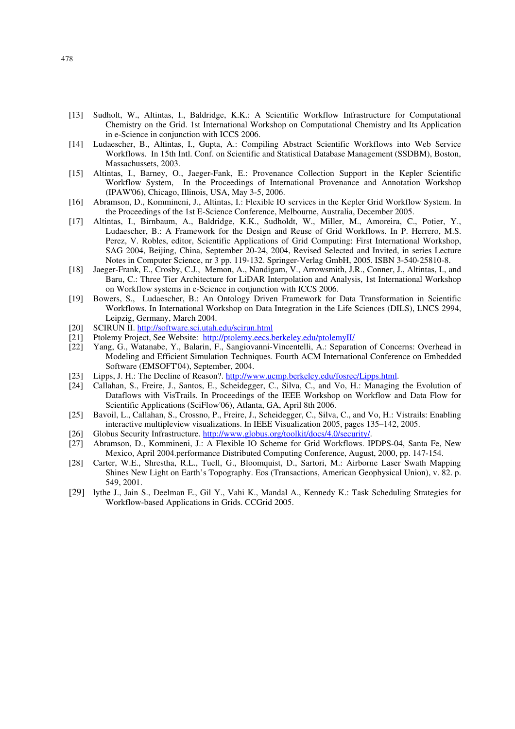[13] Sudholt, W., Altintas, I., Baldridge, K.K.: A Scientific Workflow Infrastructure for Computational Chemistry on the Grid. 1st International Workshop on Computational Chemistry and Its Application in e-Science in conjunction with ICCS 2006.

[14] Ludaescher, B., Altintas, I., Gupta, A.: Compiling Abstract Scientific Workflows into Web Service Workflows. In 15th Intl. Conf. on Scientific and Statistical Database Management (SSDBM), Boston, Massachussets, 2003.

[15] Altintas, I., Barney, O., Jaeger-Fank, E.: Provenance Collection Support in the Kepler Scientific Workflow System, In the Proceedings of International Provenance and Annotation Workshop (IPAW'06), Chicago, Illinois, USA, May 3-5, 2006.

[16] Abramson, D., Kommineni, J., Altintas, I.: Flexible IO services in the Kepler Grid Workflow System. In the Proceedings of the 1st E-Science Conference, Melbourne, Australia, December 2005.

[17] Altintas, I., Birnbaum, A., Baldridge, K.K., Sudholdt, W., Miller, M., Amoreira, C., Potier, Y., Ludaescher, B.: A Framework for the Design and Reuse of Grid Workflows. In P. Herrero, M.S. Perez, V. Robles, editor, Scientific Applications of Grid Computing: First International Workshop, SAG 2004, Beijing, China, September 20-24, 2004, Revised Selected and Invited, in series Lecture Notes in Computer Science, nr 3 pp. 119-132. Springer-Verlag GmbH, 2005. ISBN 3-540-25810-8.

[18] Jaeger-Frank, E., Crosby, C.J., Memon, A., Nandigam, V., Arrowsmith, J.R., Conner, J., Altintas, I., and Baru, C.: Three Tier Architecture for LiDAR Interpolation and Analysis, 1st International Workshop on Workflow systems in e-Science in conjunction with ICCS 2006.

[19] Bowers, S., Ludaescher, B.: An Ontology Driven Framework for Data Transformation in Scientific Workflows. In International Workshop on Data Integration in the Life Sciences (DILS), LNCS 2994, Leipzig, Germany, March 2004.

[20] SCIRUN II. http://software.sci.utah.edu/scirun.html

[21] Ptolemy Project, See Website: http://ptolemy.eecs.berkeley.edu/ptolemyII/

[22] Yang, G., Watanabe, Y., Balarin, F., Sangiovanni-Vincentelli, A.: Separation of Concerns: Overhead in Modeling and Efficient Simulation Techniques. Fourth ACM International Conference on Embedded Software (EMSOFT'04), September, 2004.

[23] Lipps, J. H.: The Decline of Reason?. http://www.ucmp.berkeley.edu/fosrec/Lipps.html.

[24] Callahan, S., Freire, J., Santos, E., Scheidegger, C., Silva, C., and Vo, H.: Managing the Evolution of Dataflows with VisTrails. In Proceedings of the IEEE Workshop on Workflow and Data Flow for Scientific Applications (SciFlow'06), Atlanta, GA, April 8th 2006.

[25] Bavoil, L., Callahan, S., Crossno, P., Freire, J., Scheidegger, C., Silva, C., and Vo, H.: Vistrails: Enabling interactive multipleview visualizations. In IEEE Visualization 2005, pages 135–142, 2005.

[26] Globus Security Infrastructure. http://www.globus.org/toolkit/docs/4.0/security/.

[27] Abramson, D., Kommineni, J.: A Flexible IO Scheme for Grid Workflows. IPDPS-04, Santa Fe, New Mexico, April 2004.performance Distributed Computing Conference, August, 2000, pp. 147-154.

[28] Carter, W.E., Shrestha, R.L., Tuell, G., Bloomquist, D., Sartori, M.: Airborne Laser Swath Mapping Shines New Light on Earth's Topography. Eos (Transactions, American Geophysical Union), v. 82. p. 549, 2001.

[29] lythe J., Jain S., Deelman E., Gil Y., Vahi K., Mandal A., Kennedy K.: Task Scheduling Strategies for Workflow-based Applications in Grids. CCGrid 2005.